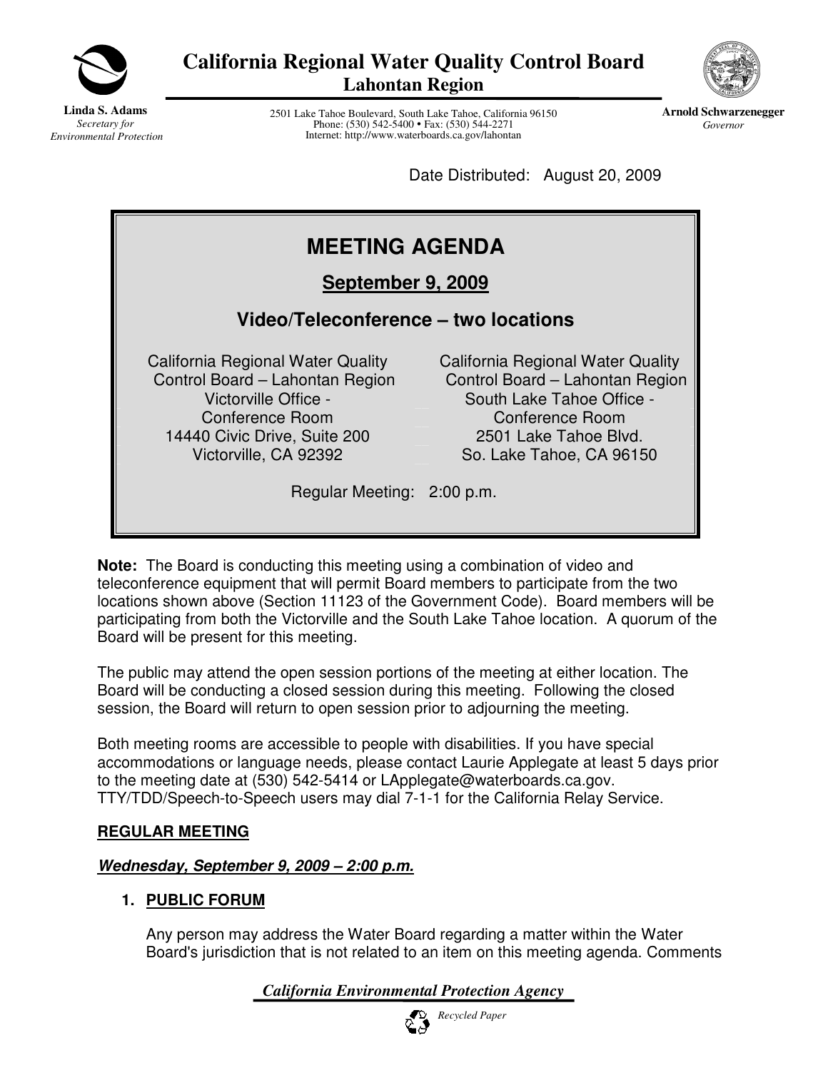# California Regional Water Quality Control Board
## Lahontan Region

**Linda S. Adams**
*Secretary for Environmental Protection*

2501 Lake Tahoe Boulevard, South Lake Tahoe, California 96150
Phone: (530) 542-5400 • Fax: (530) 544-2271
Internet: http://www.waterboards.ca.gov/lahontan

**Arnold Schwarzenegger**
*Governor*

Date Distributed: August 20, 2009

# MEETING AGENDA

## September 9, 2009

### Video/Teleconference – two locations

California Regional Water Quality Control Board – Lahontan Region
Victorville Office - Conference Room
14440 Civic Drive, Suite 200
Victorville, CA 92392

California Regional Water Quality Control Board – Lahontan Region
South Lake Tahoe Office - Conference Room
2501 Lake Tahoe Blvd.
So. Lake Tahoe, CA 96150

Regular Meeting: 2:00 p.m.

**Note:** The Board is conducting this meeting using a combination of video and teleconference equipment that will permit Board members to participate from the two locations shown above (Section 11123 of the Government Code). Board members will be participating from both the Victorville and the South Lake Tahoe location. A quorum of the Board will be present for this meeting.

The public may attend the open session portions of the meeting at either location. The Board will be conducting a closed session during this meeting. Following the closed session, the Board will return to open session prior to adjourning the meeting.

Both meeting rooms are accessible to people with disabilities. If you have special accommodations or language needs, please contact Laurie Applegate at least 5 days prior to the meeting date at (530) 542-5414 or LApplegate@waterboards.ca.gov. TTY/TDD/Speech-to-Speech users may dial 7-1-1 for the California Relay Service.

**REGULAR MEETING**

***Wednesday, September 9, 2009 – 2:00 p.m.***

1. **PUBLIC FORUM**

   Any person may address the Water Board regarding a matter within the Water Board's jurisdiction that is not related to an item on this meeting agenda. Comments

*California Environmental Protection Agency*

*Recycled Paper*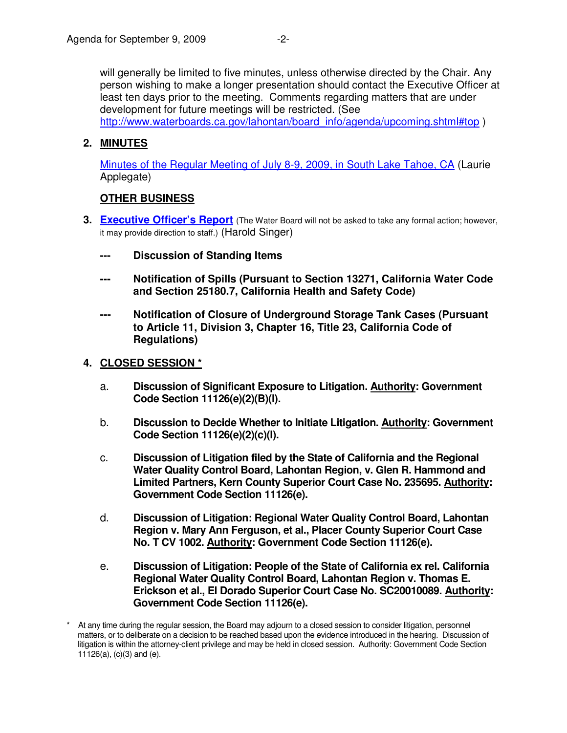will generally be limited to five minutes, unless otherwise directed by the Chair. Any person wishing to make a longer presentation should contact the Executive Officer at least ten days prior to the meeting. Comments regarding matters that are under development for future meetings will be restricted. (See [http://www.waterboards.ca.gov/lahontan/board_info/agenda/upcoming.shtml#top](http://www.waterboards.ca.gov/lahontan/board_info/agenda/upcoming.shtml#top) )

2. **MINUTES**

   [Minutes of the Regular Meeting of July 8-9, 2009, in South Lake Tahoe, CA](#) (Laurie Applegate)

   **OTHER BUSINESS**

3. **[Executive Officer's Report](#)** (The Water Board will not be asked to take any formal action; however, it may provide direction to staff.) (Harold Singer)

   **---** **Discussion of Standing Items**

   **---** **Notification of Spills (Pursuant to Section 13271, California Water Code and Section 25180.7, California Health and Safety Code)**

   **---** **Notification of Closure of Underground Storage Tank Cases (Pursuant to Article 11, Division 3, Chapter 16, Title 23, California Code of Regulations)**

4. **CLOSED SESSION ***

   a. **Discussion of Significant Exposure to Litigation. Authority: Government Code Section 11126(e)(2)(B)(I).**

   b. **Discussion to Decide Whether to Initiate Litigation. Authority: Government Code Section 11126(e)(2)(c)(I).**

   c. **Discussion of Litigation filed by the State of California and the Regional Water Quality Control Board, Lahontan Region, v. Glen R. Hammond and Limited Partners, Kern County Superior Court Case No. 235695. Authority: Government Code Section 11126(e).**

   d. **Discussion of Litigation: Regional Water Quality Control Board, Lahontan Region v. Mary Ann Ferguson, et al., Placer County Superior Court Case No. T CV 1002. Authority: Government Code Section 11126(e).**

   e. **Discussion of Litigation: People of the State of California ex rel. California Regional Water Quality Control Board, Lahontan Region v. Thomas E. Erickson et al., El Dorado Superior Court Case No. SC20010089. Authority: Government Code Section 11126(e).**

* At any time during the regular session, the Board may adjourn to a closed session to consider litigation, personnel matters, or to deliberate on a decision to be reached based upon the evidence introduced in the hearing. Discussion of litigation is within the attorney-client privilege and may be held in closed session. Authority: Government Code Section 11126(a), (c)(3) and (e).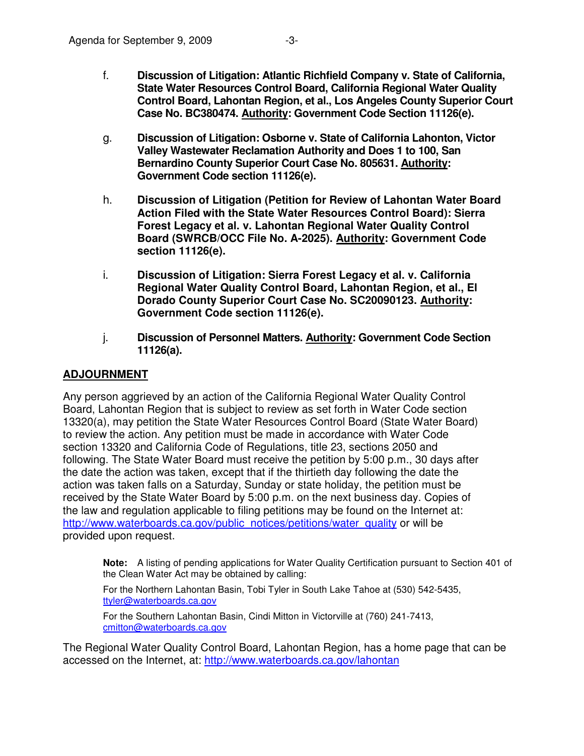f. **Discussion of Litigation: Atlantic Richfield Company v. State of California, State Water Resources Control Board, California Regional Water Quality Control Board, Lahontan Region, et al., Los Angeles County Superior Court Case No. BC380474. Authority: Government Code Section 11126(e).**

g. **Discussion of Litigation: Osborne v. State of California Lahonton, Victor Valley Wastewater Reclamation Authority and Does 1 to 100, San Bernardino County Superior Court Case No. 805631. Authority: Government Code section 11126(e).**

h. **Discussion of Litigation (Petition for Review of Lahontan Water Board Action Filed with the State Water Resources Control Board): Sierra Forest Legacy et al. v. Lahontan Regional Water Quality Control Board (SWRCB/OCC File No. A-2025). Authority: Government Code section 11126(e).**

i. **Discussion of Litigation: Sierra Forest Legacy et al. v. California Regional Water Quality Control Board, Lahontan Region, et al., El Dorado County Superior Court Case No. SC20090123. Authority: Government Code section 11126(e).**

j. **Discussion of Personnel Matters. Authority: Government Code Section 11126(a).**

## ADJOURNMENT

Any person aggrieved by an action of the California Regional Water Quality Control Board, Lahontan Region that is subject to review as set forth in Water Code section 13320(a), may petition the State Water Resources Control Board (State Water Board) to review the action. Any petition must be made in accordance with Water Code section 13320 and California Code of Regulations, title 23, sections 2050 and following. The State Water Board must receive the petition by 5:00 p.m., 30 days after the date the action was taken, except that if the thirtieth day following the date the action was taken falls on a Saturday, Sunday or state holiday, the petition must be received by the State Water Board by 5:00 p.m. on the next business day. Copies of the law and regulation applicable to filing petitions may be found on the Internet at: http://www.waterboards.ca.gov/public_notices/petitions/water_quality or will be provided upon request.

**Note:** A listing of pending applications for Water Quality Certification pursuant to Section 401 of the Clean Water Act may be obtained by calling:

For the Northern Lahontan Basin, Tobi Tyler in South Lake Tahoe at (530) 542-5435, ttyler@waterboards.ca.gov

For the Southern Lahontan Basin, Cindi Mitton in Victorville at (760) 241-7413, cmitton@waterboards.ca.gov

The Regional Water Quality Control Board, Lahontan Region, has a home page that can be accessed on the Internet, at: http://www.waterboards.ca.gov/lahontan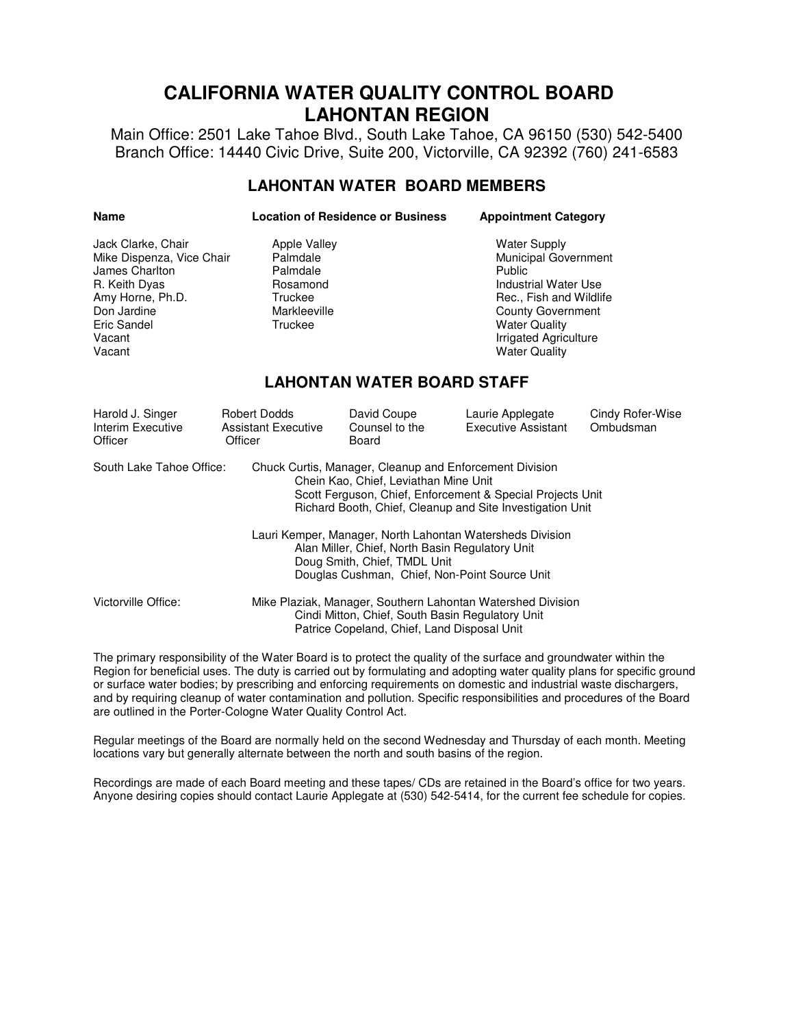# CALIFORNIA WATER QUALITY CONTROL BOARD
# LAHONTAN REGION

Main Office: 2501 Lake Tahoe Blvd., South Lake Tahoe, CA 96150 (530) 542-5400
Branch Office: 14440 Civic Drive, Suite 200, Victorville, CA 92392 (760) 241-6583

## LAHONTAN WATER BOARD MEMBERS

| Name | Location of Residence or Business | Appointment Category |
|---|---|---|
| Jack Clarke, Chair | Apple Valley | Water Supply |
| Mike Dispenza, Vice Chair | Palmdale | Municipal Government |
| James Charlton | Palmdale | Public |
| R. Keith Dyas | Rosamond | Industrial Water Use |
| Amy Horne, Ph.D. | Truckee | Rec., Fish and Wildlife |
| Don Jardine | Markleeville | County Government |
| Eric Sandel | Truckee | Water Quality |
| Vacant | | Irrigated Agriculture |
| Vacant | | Water Quality |

## LAHONTAN WATER BOARD STAFF

| Harold J. Singer | Robert Dodds | David Coupe | Laurie Applegate | Cindy Rofer-Wise |
|---|---|---|---|---|
| Interim Executive Officer | Assistant Executive Officer | Counsel to the Board | Executive Assistant | Ombudsman |

South Lake Tahoe Office:

- Chuck Curtis, Manager, Cleanup and Enforcement Division
  - Chein Kao, Chief, Leviathan Mine Unit
  - Scott Ferguson, Chief, Enforcement & Special Projects Unit
  - Richard Booth, Chief, Cleanup and Site Investigation Unit
- Lauri Kemper, Manager, North Lahontan Watersheds Division
  - Alan Miller, Chief, North Basin Regulatory Unit
  - Doug Smith, Chief, TMDL Unit
  - Douglas Cushman, Chief, Non-Point Source Unit

Victorville Office:

- Mike Plaziak, Manager, Southern Lahontan Watershed Division
  - Cindi Mitton, Chief, South Basin Regulatory Unit
  - Patrice Copeland, Chief, Land Disposal Unit

The primary responsibility of the Water Board is to protect the quality of the surface and groundwater within the Region for beneficial uses. The duty is carried out by formulating and adopting water quality plans for specific ground or surface water bodies; by prescribing and enforcing requirements on domestic and industrial waste dischargers, and by requiring cleanup of water contamination and pollution. Specific responsibilities and procedures of the Board are outlined in the Porter-Cologne Water Quality Control Act.

Regular meetings of the Board are normally held on the second Wednesday and Thursday of each month. Meeting locations vary but generally alternate between the north and south basins of the region.

Recordings are made of each Board meeting and these tapes/ CDs are retained in the Board's office for two years. Anyone desiring copies should contact Laurie Applegate at (530) 542-5414, for the current fee schedule for copies.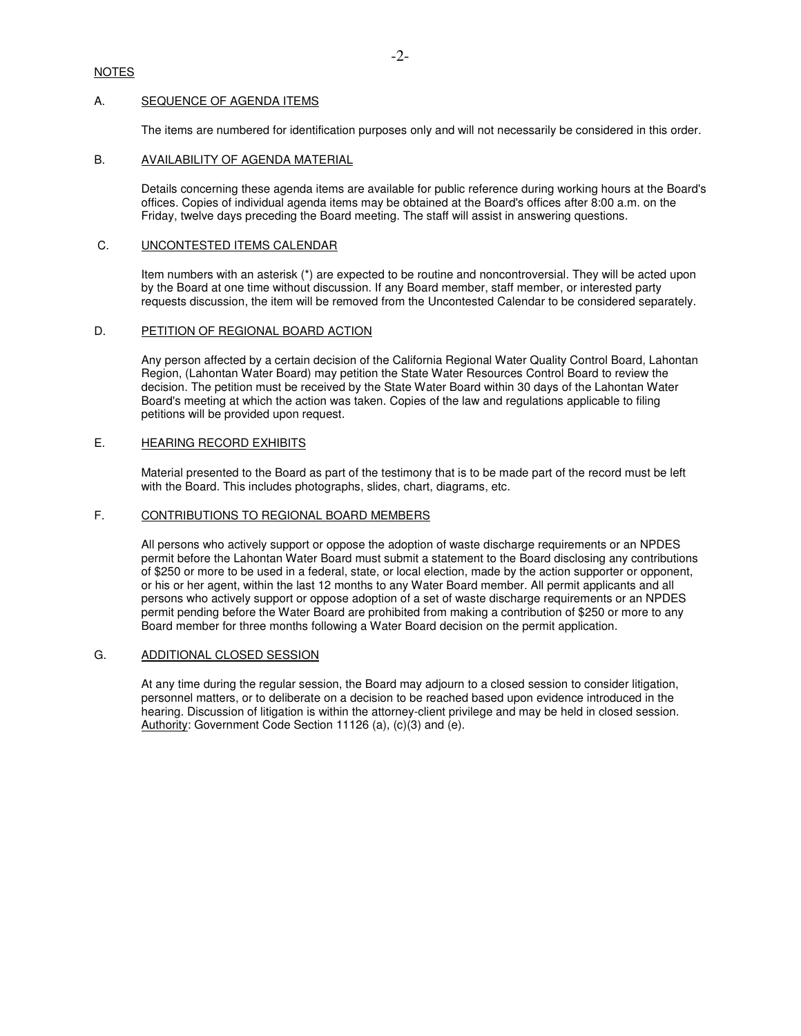## NOTES

### A. SEQUENCE OF AGENDA ITEMS

The items are numbered for identification purposes only and will not necessarily be considered in this order.

### B. AVAILABILITY OF AGENDA MATERIAL

Details concerning these agenda items are available for public reference during working hours at the Board's offices. Copies of individual agenda items may be obtained at the Board's offices after 8:00 a.m. on the Friday, twelve days preceding the Board meeting. The staff will assist in answering questions.

### C. UNCONTESTED ITEMS CALENDAR

Item numbers with an asterisk (*) are expected to be routine and noncontroversial. They will be acted upon by the Board at one time without discussion. If any Board member, staff member, or interested party requests discussion, the item will be removed from the Uncontested Calendar to be considered separately.

### D. PETITION OF REGIONAL BOARD ACTION

Any person affected by a certain decision of the California Regional Water Quality Control Board, Lahontan Region, (Lahontan Water Board) may petition the State Water Resources Control Board to review the decision. The petition must be received by the State Water Board within 30 days of the Lahontan Water Board's meeting at which the action was taken. Copies of the law and regulations applicable to filing petitions will be provided upon request.

### E. HEARING RECORD EXHIBITS

Material presented to the Board as part of the testimony that is to be made part of the record must be left with the Board. This includes photographs, slides, chart, diagrams, etc.

### F. CONTRIBUTIONS TO REGIONAL BOARD MEMBERS

All persons who actively support or oppose the adoption of waste discharge requirements or an NPDES permit before the Lahontan Water Board must submit a statement to the Board disclosing any contributions of $250 or more to be used in a federal, state, or local election, made by the action supporter or opponent, or his or her agent, within the last 12 months to any Water Board member. All permit applicants and all persons who actively support or oppose adoption of a set of waste discharge requirements or an NPDES permit pending before the Water Board are prohibited from making a contribution of $250 or more to any Board member for three months following a Water Board decision on the permit application.

### G. ADDITIONAL CLOSED SESSION

At any time during the regular session, the Board may adjourn to a closed session to consider litigation, personnel matters, or to deliberate on a decision to be reached based upon evidence introduced in the hearing. Discussion of litigation is within the attorney-client privilege and may be held in closed session. Authority: Government Code Section 11126 (a), (c)(3) and (e).